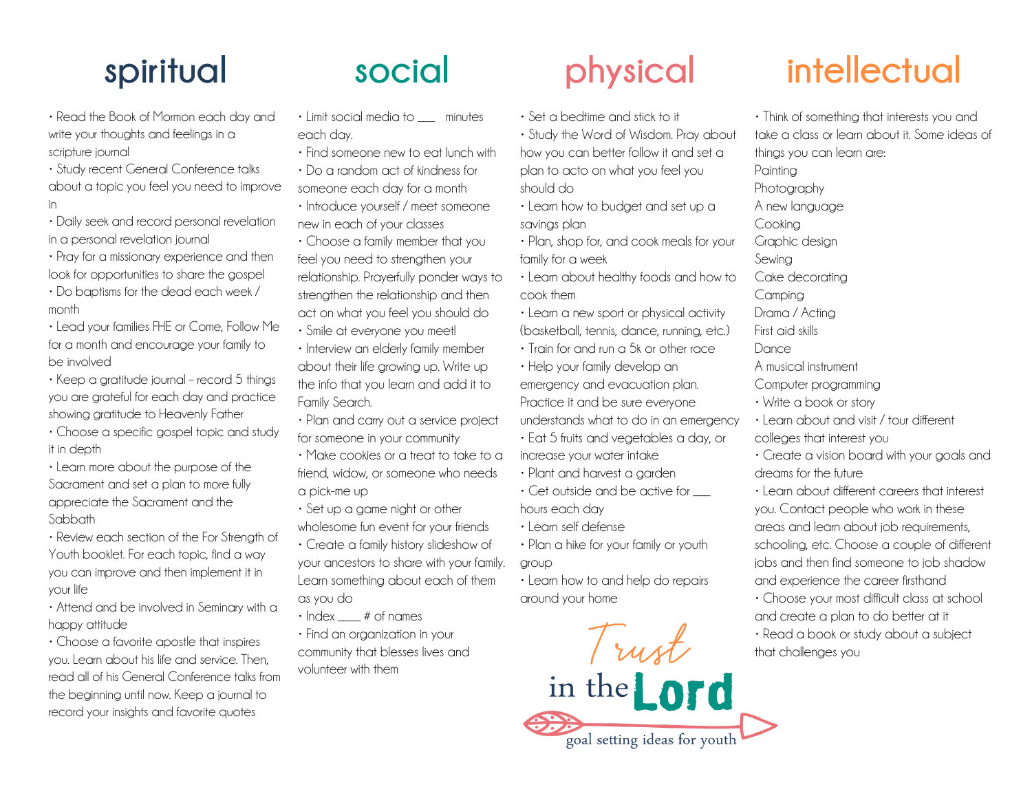# Trust in the Lord

*goal setting ideas for youth*

## spiritual

- Read the Book of Mormon each day and write your thoughts and feelings in a scripture journal
- Study recent General Conference talks about a topic you feel you need to improve in
- Daily seek and record personal revelation in a personal revelation journal
- Pray for a missionary experience and then look for opportunities to share the gospel
- Do baptisms for the dead each week / month
- Lead your families FHE or Come, Follow Me for a month and encourage your family to be involved
- Keep a gratitude journal - record 5 things you are grateful for each day and practice showing gratitude to Heavenly Father
- Choose a specific gospel topic and study it in depth
- Learn more about the purpose of the Sacrament and set a plan to more fully appreciate the Sacrament and the Sabbath
- Review each section of the For Strength of Youth booklet. For each topic, find a way you can improve and then implement it in your life
- Attend and be involved in Seminary with a happy attitude
- Choose a favorite apostle that inspires you. Learn about his life and service. Then, read all of his General Conference talks from the beginning until now. Keep a journal to record your insights and favorite quotes

## social

- Limit social media to ___ minutes each day.
- Find someone new to eat lunch with
- Do a random act of kindness for someone each day for a month
- Introduce yourself / meet someone new in each of your classes
- Choose a family member that you feel you need to strengthen your relationship. Prayerfully ponder ways to strengthen the relationship and then act on what you feel you should do
- Smile at everyone you meet!
- Interview an elderly family member about their life growing up. Write up the info that you learn and add it to Family Search.
- Plan and carry out a service project for someone in your community
- Make cookies or a treat to take to a friend, widow, or someone who needs a pick-me up
- Set up a game night or other wholesome fun event for your friends
- Create a family history slideshow of your ancestors to share with your family. Learn something about each of them as you do
- Index ____ # of names
- Find an organization in your community that blesses lives and volunteer with them

## physical

- Set a bedtime and stick to it
- Study the Word of Wisdom. Pray about how you can better follow it and set a plan to acto on what you feel you should do
- Learn how to budget and set up a savings plan
- Plan, shop for, and cook meals for your family for a week
- Learn about healthy foods and how to cook them
- Learn a new sport or physical activity (basketball, tennis, dance, running, etc.)
- Train for and run a 5k or other race
- Help your family develop an emergency and evacuation plan. Practice it and be sure everyone understands what to do in an emergency
- Eat 5 fruits and vegetables a day, or increase your water intake
- Plant and harvest a garden
- Get outside and be active for ___ hours each day
- Learn self defense
- Plan a hike for your family or youth group
- Learn how to and help do repairs around your home

## intellectual

- Think of something that interests you and take a class or learn about it. Some ideas of things you can learn are:
  - Painting
  - Photography
  - A new language
  - Cooking
  - Graphic design
  - Sewing
  - Cake decorating
  - Camping
  - Drama / Acting
  - First aid skills
  - Dance
  - A musical instrument
  - Computer programming
- Write a book or story
- Learn about and visit / tour different colleges that interest you
- Create a vision board with your goals and dreams for the future
- Learn about different careers that interest you. Contact people who work in these areas and learn about job requirements, schooling, etc. Choose a couple of different jobs and then find someone to job shadow and experience the career firsthand
- Choose your most difficult class at school and create a plan to do better at it
- Read a book or study about a subject that challenges you